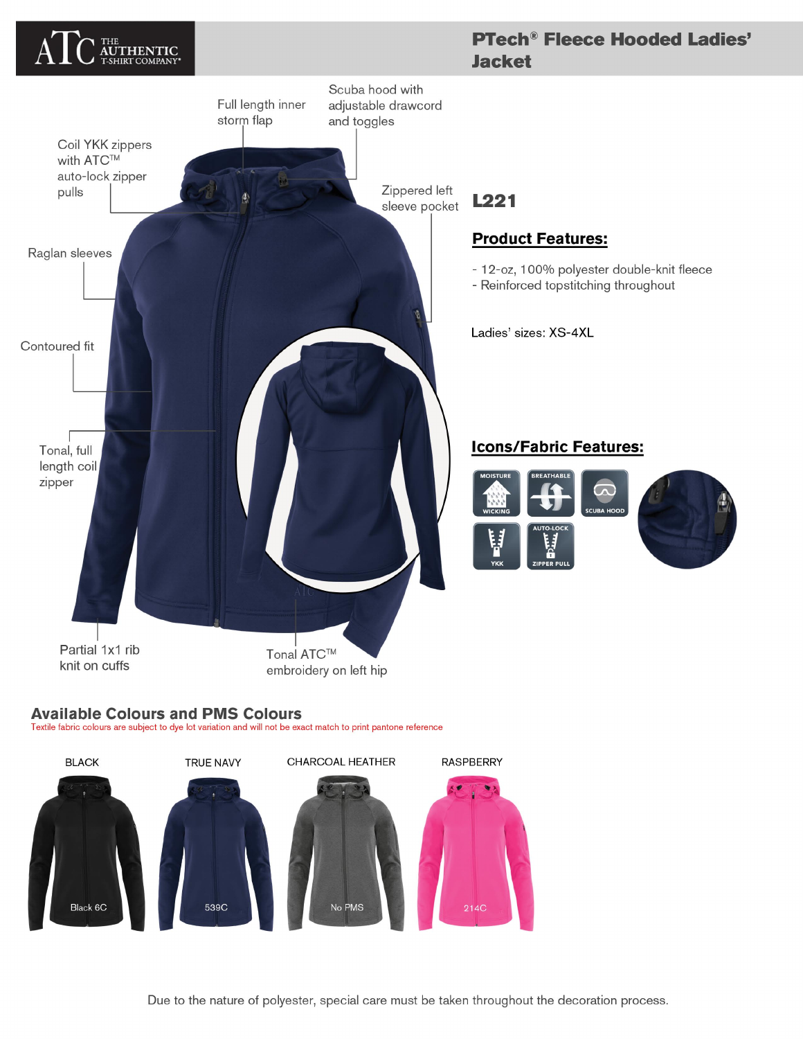# PTech® Fleece Hooded Ladies' Jacket

Full length inner storm flap

Scuba hood with adjustable drawcord and toggles

Coil YKK zippers with ATC™ auto-lock zipper pulls

Zippered left sleeve pocket

Raglan sleeves

Contoured fit

Tonal, full length coil zipper

Partial 1x1 rib knit on cuffs

Tonal ATC™ embroidery on left hip

## L221

### Product Features:

- 12-oz, 100% polyester double-knit fleece
- Reinforced topstitching throughout

Ladies' sizes: XS-4XL

### Icons/Fabric Features:

MOISTURE WICKING

BREATHABLE

SCUBA HOOD

YKK

AUTO-LOCK ZIPPER PULL

## Available Colours and PMS Colours

Textile fabric colours are subject to dye lot variation and will not be exact match to print pantone reference

| BLACK | TRUE NAVY | CHARCOAL HEATHER | RASPBERRY |
| --- | --- | --- | --- |
| Black 6C | 539C | No PMS | 214C |

Due to the nature of polyester, special care must be taken throughout the decoration process.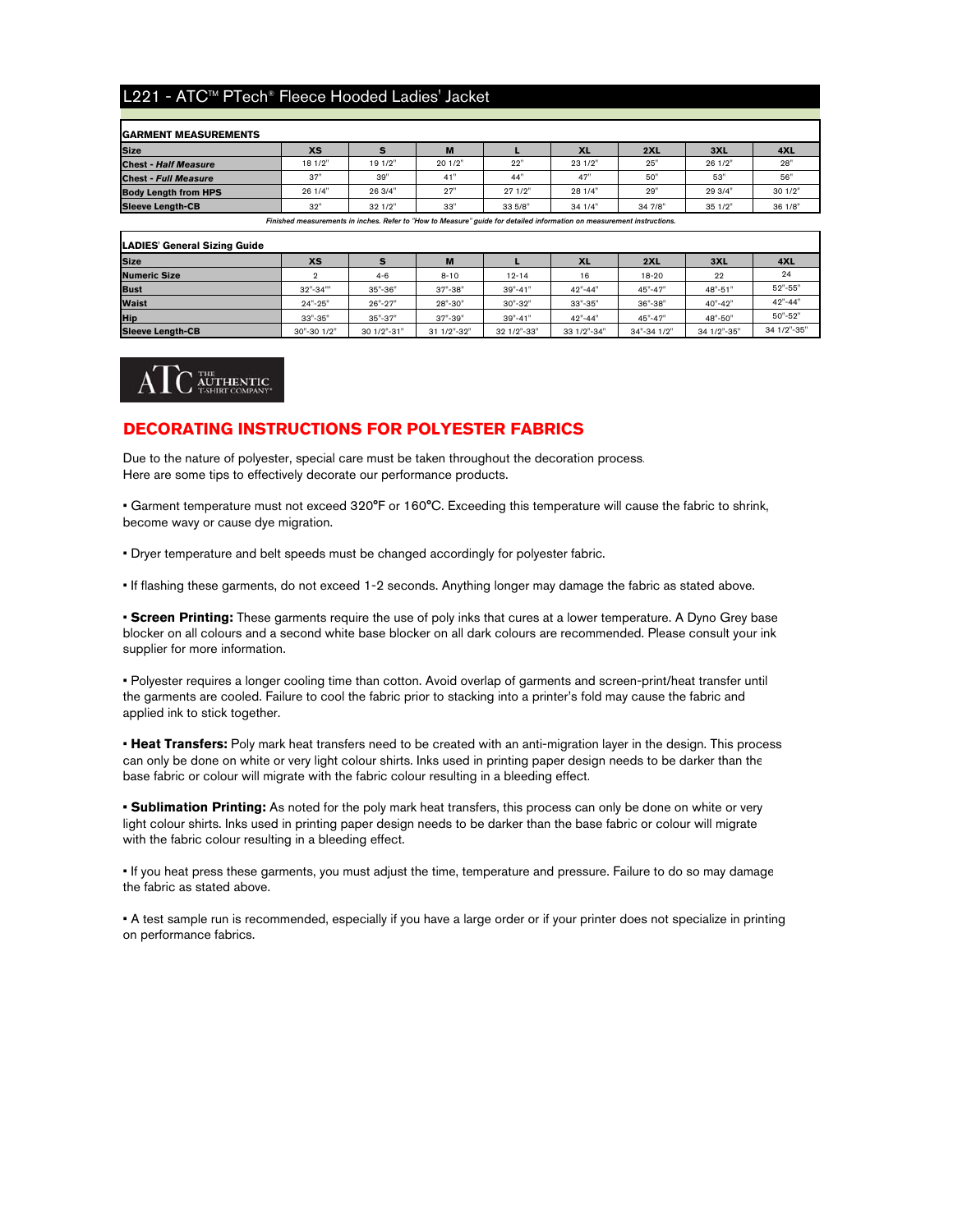# L221 - ATC™ PTech® Fleece Hooded Ladies' Jacket

**GARMENT MEASUREMENTS**

| Size | XS | S | M | L | XL | 2XL | 3XL | 4XL |
|---|---|---|---|---|---|---|---|---|
| Chest - *Half Measure* | 18 1/2" | 19 1/2" | 20 1/2" | 22" | 23 1/2" | 25" | 26 1/2" | 28" |
| Chest - *Full Measure* | 37" | 39" | 41" | 44" | 47" | 50" | 53" | 56" |
| Body Length from HPS | 26 1/4" | 26 3/4" | 27" | 27 1/2" | 28 1/4" | 29" | 29 3/4" | 30 1/2" |
| Sleeve Length-CB | 32" | 32 1/2" | 33" | 33 5/8" | 34 1/4" | 34 7/8" | 35 1/2" | 36 1/8" |

*Finished measurements in inches. Refer to "How to Measure" guide for detailed information on measurement instructions.*

**LADIES' General Sizing Guide**

| Size | XS | S | M | L | XL | 2XL | 3XL | 4XL |
|---|---|---|---|---|---|---|---|---|
| Numeric Size | 2 | 4-6 | 8-10 | 12-14 | 16 | 18-20 | 22 | 24 |
| Bust | 32"-34"" | 35"-36" | 37"-38" | 39"-41" | 42"-44" | 45"-47" | 48"-51" | 52"-55" |
| Waist | 24"-25" | 26"-27" | 28"-30" | 30"-32" | 33"-35" | 36"-38" | 40"-42" | 42"-44" |
| Hip | 33"-35" | 35"-37" | 37"-39" | 39"-41" | 42"-44" | 45"-47" | 48"-50" | 50"-52" |
| Sleeve Length-CB | 30"-30 1/2" | 30 1/2"-31" | 31 1/2"-32" | 32 1/2"-33" | 33 1/2"-34" | 34"-34 1/2" | 34 1/2"-35" | 34 1/2"-35" |

ATC THE AUTHENTIC T-SHIRT COMPANY®

## DECORATING INSTRUCTIONS FOR POLYESTER FABRICS

Due to the nature of polyester, special care must be taken throughout the decoration process.
Here are some tips to effectively decorate our performance products.

▪ Garment temperature must not exceed 320°F or 160°C. Exceeding this temperature will cause the fabric to shrink, become wavy or cause dye migration.

▪ Dryer temperature and belt speeds must be changed accordingly for polyester fabric.

▪ If flashing these garments, do not exceed 1-2 seconds. Anything longer may damage the fabric as stated above.

▪ **Screen Printing:** These garments require the use of poly inks that cures at a lower temperature. A Dyno Grey base blocker on all colours and a second white base blocker on all dark colours are recommended. Please consult your ink supplier for more information.

▪ Polyester requires a longer cooling time than cotton. Avoid overlap of garments and screen-print/heat transfer until the garments are cooled. Failure to cool the fabric prior to stacking into a printer's fold may cause the fabric and applied ink to stick together.

▪ **Heat Transfers:** Poly mark heat transfers need to be created with an anti-migration layer in the design. This process can only be done on white or very light colour shirts. Inks used in printing paper design needs to be darker than the base fabric or colour will migrate with the fabric colour resulting in a bleeding effect.

▪ **Sublimation Printing:** As noted for the poly mark heat transfers, this process can only be done on white or very light colour shirts. Inks used in printing paper design needs to be darker than the base fabric or colour will migrate with the fabric colour resulting in a bleeding effect.

▪ If you heat press these garments, you must adjust the time, temperature and pressure. Failure to do so may damage the fabric as stated above.

▪ A test sample run is recommended, especially if you have a large order or if your printer does not specialize in printing on performance fabrics.